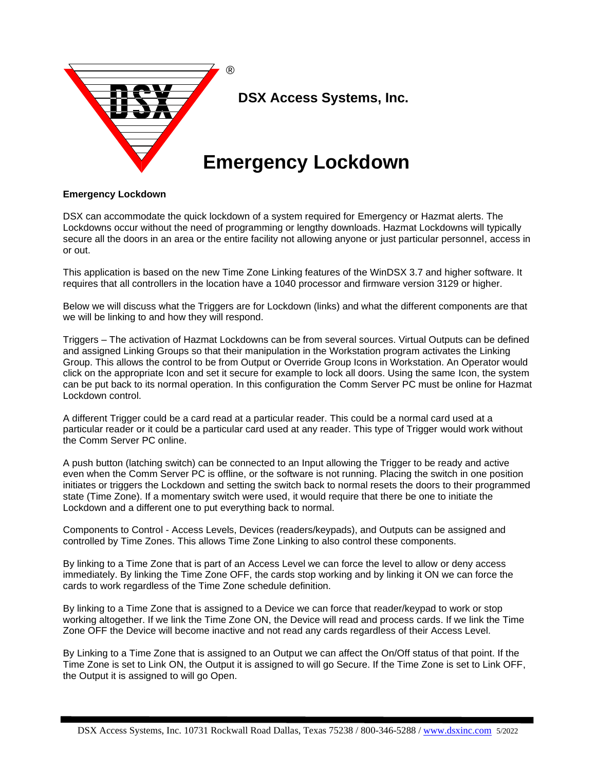DSX Access Systems, Inc.

# Emergency Lockdown

**Emergency Lockdown**

DSX can accommodate the quick lockdown of a system required for Emergency or Hazmat alerts. The Lockdowns occur without the need of programming or lengthy downloads. Hazmat Lockdowns will typically secure all the doors in an area or the entire facility not allowing anyone or just particular personnel, access in or out.

This application is based on the new Time Zone Linking features of the WinDSX 3.7 and higher software. It requires that all controllers in the location have a 1040 processor and firmware version 3129 or higher.

Below we will discuss what the Triggers are for Lockdown (links) and what the different components are that we will be linking to and how they will respond.

Triggers – The activation of Hazmat Lockdowns can be from several sources. Virtual Outputs can be defined and assigned Linking Groups so that their manipulation in the Workstation program activates the Linking Group. This allows the control to be from Output or Override Group Icons in Workstation. An Operator would click on the appropriate Icon and set it secure for example to lock all doors. Using the same Icon, the system can be put back to its normal operation. In this configuration the Comm Server PC must be online for Hazmat Lockdown control.

A different Trigger could be a card read at a particular reader. This could be a normal card used at a particular reader or it could be a particular card used at any reader. This type of Trigger would work without the Comm Server PC online.

A push button (latching switch) can be connected to an Input allowing the Trigger to be ready and active even when the Comm Server PC is offline, or the software is not running. Placing the switch in one position initiates or triggers the Lockdown and setting the switch back to normal resets the doors to their programmed state (Time Zone). If a momentary switch were used, it would require that there be one to initiate the Lockdown and a different one to put everything back to normal.

Components to Control - Access Levels, Devices (readers/keypads), and Outputs can be assigned and controlled by Time Zones. This allows Time Zone Linking to also control these components.

By linking to a Time Zone that is part of an Access Level we can force the level to allow or deny access immediately. By linking the Time Zone OFF, the cards stop working and by linking it ON we can force the cards to work regardless of the Time Zone schedule definition.

By linking to a Time Zone that is assigned to a Device we can force that reader/keypad to work or stop working altogether. If we link the Time Zone ON, the Device will read and process cards. If we link the Time Zone OFF the Device will become inactive and not read any cards regardless of their Access Level.

By Linking to a Time Zone that is assigned to an Output we can affect the On/Off status of that point. If the Time Zone is set to Link ON, the Output it is assigned to will go Secure. If the Time Zone is set to Link OFF, the Output it is assigned to will go Open.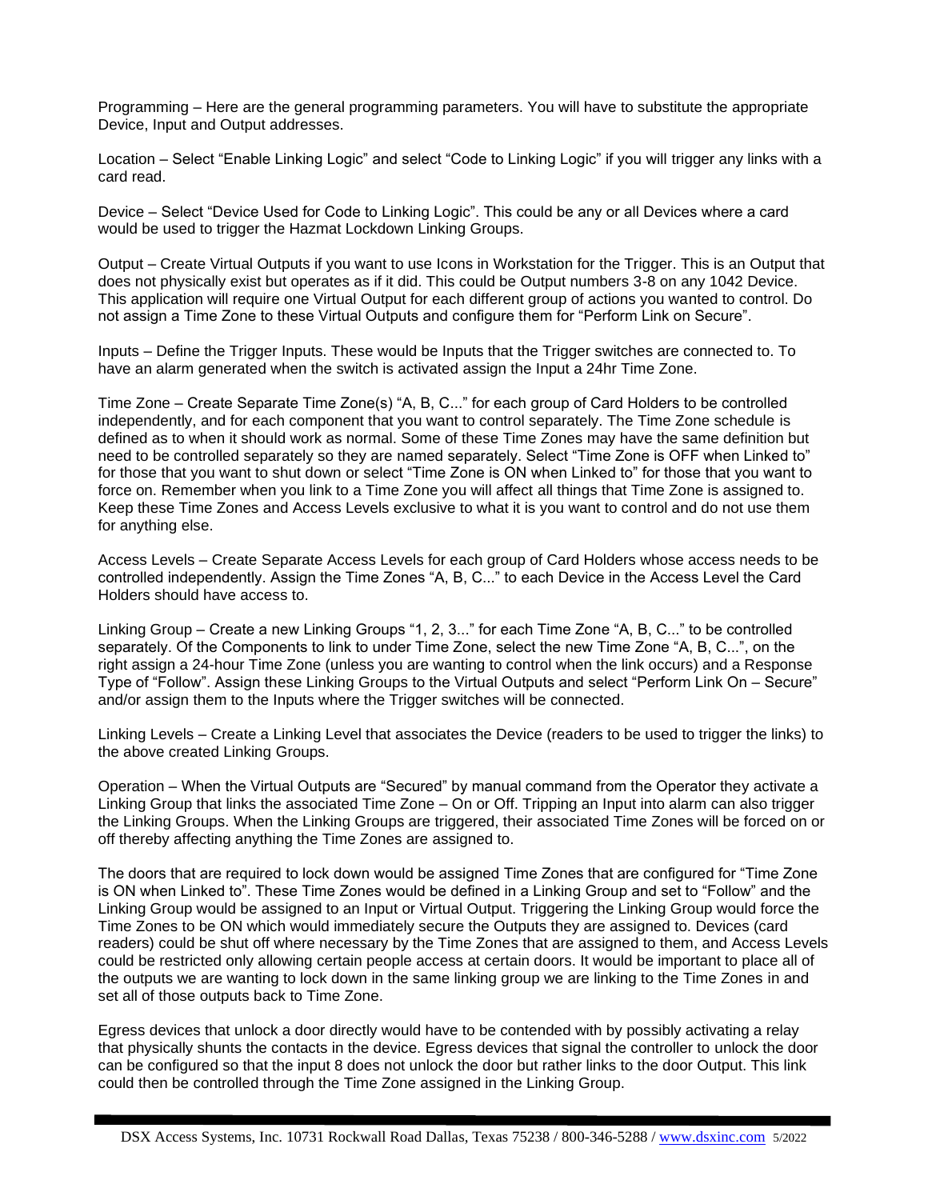Programming – Here are the general programming parameters. You will have to substitute the appropriate Device, Input and Output addresses.

Location – Select "Enable Linking Logic" and select "Code to Linking Logic" if you will trigger any links with a card read.

Device – Select "Device Used for Code to Linking Logic". This could be any or all Devices where a card would be used to trigger the Hazmat Lockdown Linking Groups.

Output – Create Virtual Outputs if you want to use Icons in Workstation for the Trigger. This is an Output that does not physically exist but operates as if it did. This could be Output numbers 3-8 on any 1042 Device. This application will require one Virtual Output for each different group of actions you wanted to control. Do not assign a Time Zone to these Virtual Outputs and configure them for "Perform Link on Secure".

Inputs – Define the Trigger Inputs. These would be Inputs that the Trigger switches are connected to. To have an alarm generated when the switch is activated assign the Input a 24hr Time Zone.

Time Zone – Create Separate Time Zone(s) "A, B, C..." for each group of Card Holders to be controlled independently, and for each component that you want to control separately. The Time Zone schedule is defined as to when it should work as normal. Some of these Time Zones may have the same definition but need to be controlled separately so they are named separately. Select "Time Zone is OFF when Linked to" for those that you want to shut down or select "Time Zone is ON when Linked to" for those that you want to force on. Remember when you link to a Time Zone you will affect all things that Time Zone is assigned to. Keep these Time Zones and Access Levels exclusive to what it is you want to control and do not use them for anything else.

Access Levels – Create Separate Access Levels for each group of Card Holders whose access needs to be controlled independently. Assign the Time Zones "A, B, C..." to each Device in the Access Level the Card Holders should have access to.

Linking Group – Create a new Linking Groups "1, 2, 3..." for each Time Zone "A, B, C..." to be controlled separately. Of the Components to link to under Time Zone, select the new Time Zone "A, B, C...", on the right assign a 24-hour Time Zone (unless you are wanting to control when the link occurs) and a Response Type of "Follow". Assign these Linking Groups to the Virtual Outputs and select "Perform Link On – Secure" and/or assign them to the Inputs where the Trigger switches will be connected.

Linking Levels – Create a Linking Level that associates the Device (readers to be used to trigger the links) to the above created Linking Groups.

Operation – When the Virtual Outputs are "Secured" by manual command from the Operator they activate a Linking Group that links the associated Time Zone – On or Off. Tripping an Input into alarm can also trigger the Linking Groups. When the Linking Groups are triggered, their associated Time Zones will be forced on or off thereby affecting anything the Time Zones are assigned to.

The doors that are required to lock down would be assigned Time Zones that are configured for "Time Zone is ON when Linked to". These Time Zones would be defined in a Linking Group and set to "Follow" and the Linking Group would be assigned to an Input or Virtual Output. Triggering the Linking Group would force the Time Zones to be ON which would immediately secure the Outputs they are assigned to. Devices (card readers) could be shut off where necessary by the Time Zones that are assigned to them, and Access Levels could be restricted only allowing certain people access at certain doors. It would be important to place all of the outputs we are wanting to lock down in the same linking group we are linking to the Time Zones in and set all of those outputs back to Time Zone.

Egress devices that unlock a door directly would have to be contended with by possibly activating a relay that physically shunts the contacts in the device. Egress devices that signal the controller to unlock the door can be configured so that the input 8 does not unlock the door but rather links to the door Output. This link could then be controlled through the Time Zone assigned in the Linking Group.